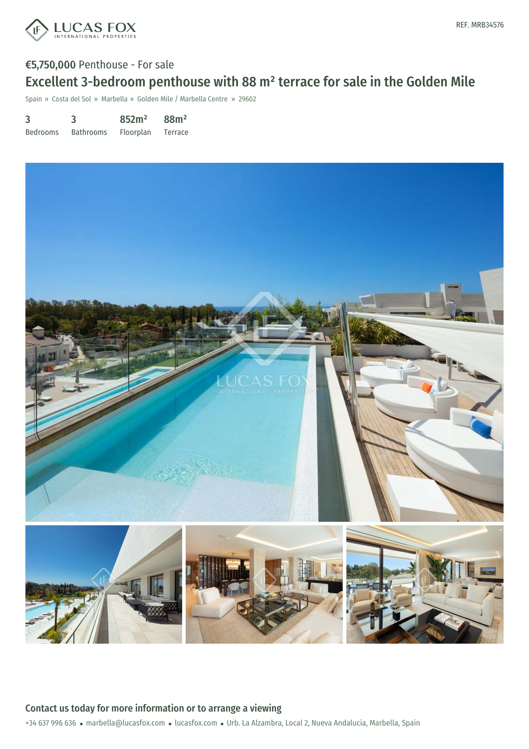REF. MRB34576

€5,750,000 Penthouse - For sale

# Excellent 3-bedroom penthouse with 88 m² terrace for sale in the Golden Mile

Spain » Costa del Sol » Marbella » Golden Mile / Marbella Centre » 29602

| 3 | 3 | 852m² | 88m² |
|---|---|---|---|
| Bedrooms | Bathrooms | Floorplan | Terrace |

## Contact us today for more information or to arrange a viewing

+34 637 996 636 • marbella@lucasfox.com • lucasfox.com • Urb. La Alzambra, Local 2, Nueva Andalucia, Marbella, Spain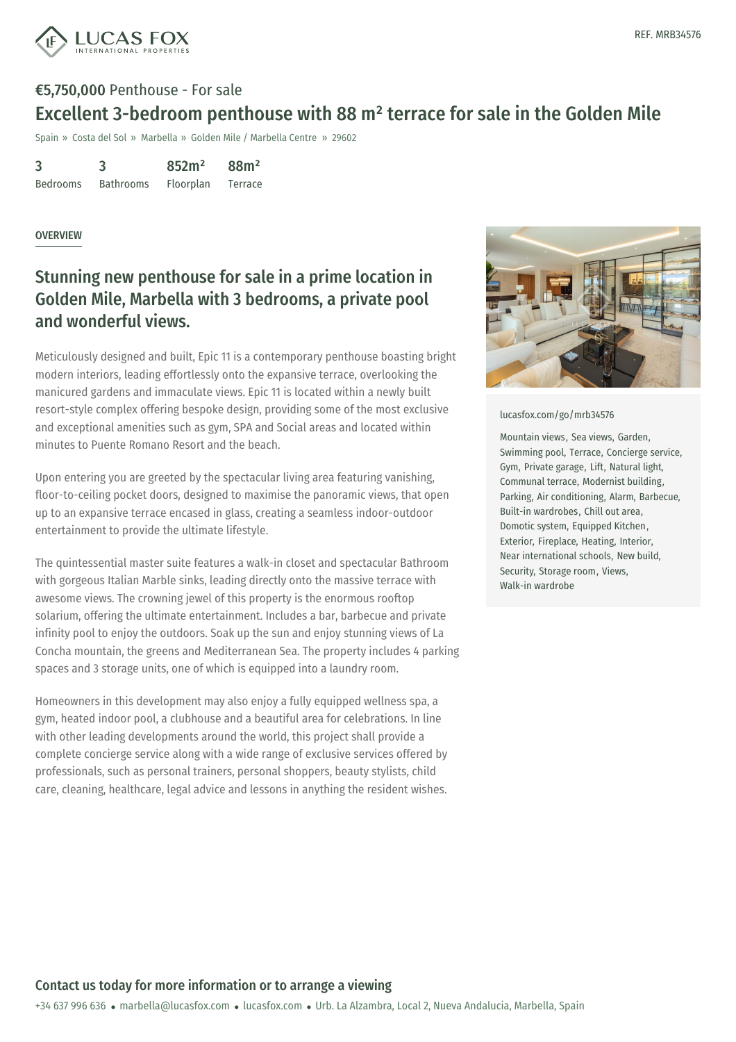REF. MRB34576

**€5,750,000** Penthouse - For sale

# Excellent 3-bedroom penthouse with 88 m² terrace for sale in the Golden Mile

Spain » Costa del Sol » Marbella » Golden Mile / Marbella Centre » 29602

| 3 | 3 | 852m² | 88m² |
|---|---|---|---|
| Bedrooms | Bathrooms | Floorplan | Terrace |

## OVERVIEW

## Stunning new penthouse for sale in a prime location in Golden Mile, Marbella with 3 bedrooms, a private pool and wonderful views.

Meticulously designed and built, Epic 11 is a contemporary penthouse boasting bright modern interiors, leading effortlessly onto the expansive terrace, overlooking the manicured gardens and immaculate views. Epic 11 is located within a newly built resort-style complex offering bespoke design, providing some of the most exclusive and exceptional amenities such as gym, SPA and Social areas and located within minutes to Puente Romano Resort and the beach.

Upon entering you are greeted by the spectacular living area featuring vanishing, floor-to-ceiling pocket doors, designed to maximise the panoramic views, that open up to an expansive terrace encased in glass, creating a seamless indoor-outdoor entertainment to provide the ultimate lifestyle.

The quintessential master suite features a walk-in closet and spectacular Bathroom with gorgeous Italian Marble sinks, leading directly onto the massive terrace with awesome views. The crowning jewel of this property is the enormous rooftop solarium, offering the ultimate entertainment. Includes a bar, barbecue and private infinity pool to enjoy the outdoors. Soak up the sun and enjoy stunning views of La Concha mountain, the greens and Mediterranean Sea. The property includes 4 parking spaces and 3 storage units, one of which is equipped into a laundry room.

Homeowners in this development may also enjoy a fully equipped wellness spa, a gym, heated indoor pool, a clubhouse and a beautiful area for celebrations. In line with other leading developments around the world, this project shall provide a complete concierge service along with a wide range of exclusive services offered by professionals, such as personal trainers, personal shoppers, beauty stylists, child care, cleaning, healthcare, legal advice and lessons in anything the resident wishes.

lucasfox.com/go/mrb34576

Mountain views, Sea views, Garden, Swimming pool, Terrace, Concierge service, Gym, Private garage, Lift, Natural light, Communal terrace, Modernist building, Parking, Air conditioning, Alarm, Barbecue, Built-in wardrobes, Chill out area, Domotic system, Equipped Kitchen, Exterior, Fireplace, Heating, Interior, Near international schools, New build, Security, Storage room, Views, Walk-in wardrobe

**Contact us today for more information or to arrange a viewing**

+34 637 996 636 • marbella@lucasfox.com • lucasfox.com • Urb. La Alzambra, Local 2, Nueva Andalucia, Marbella, Spain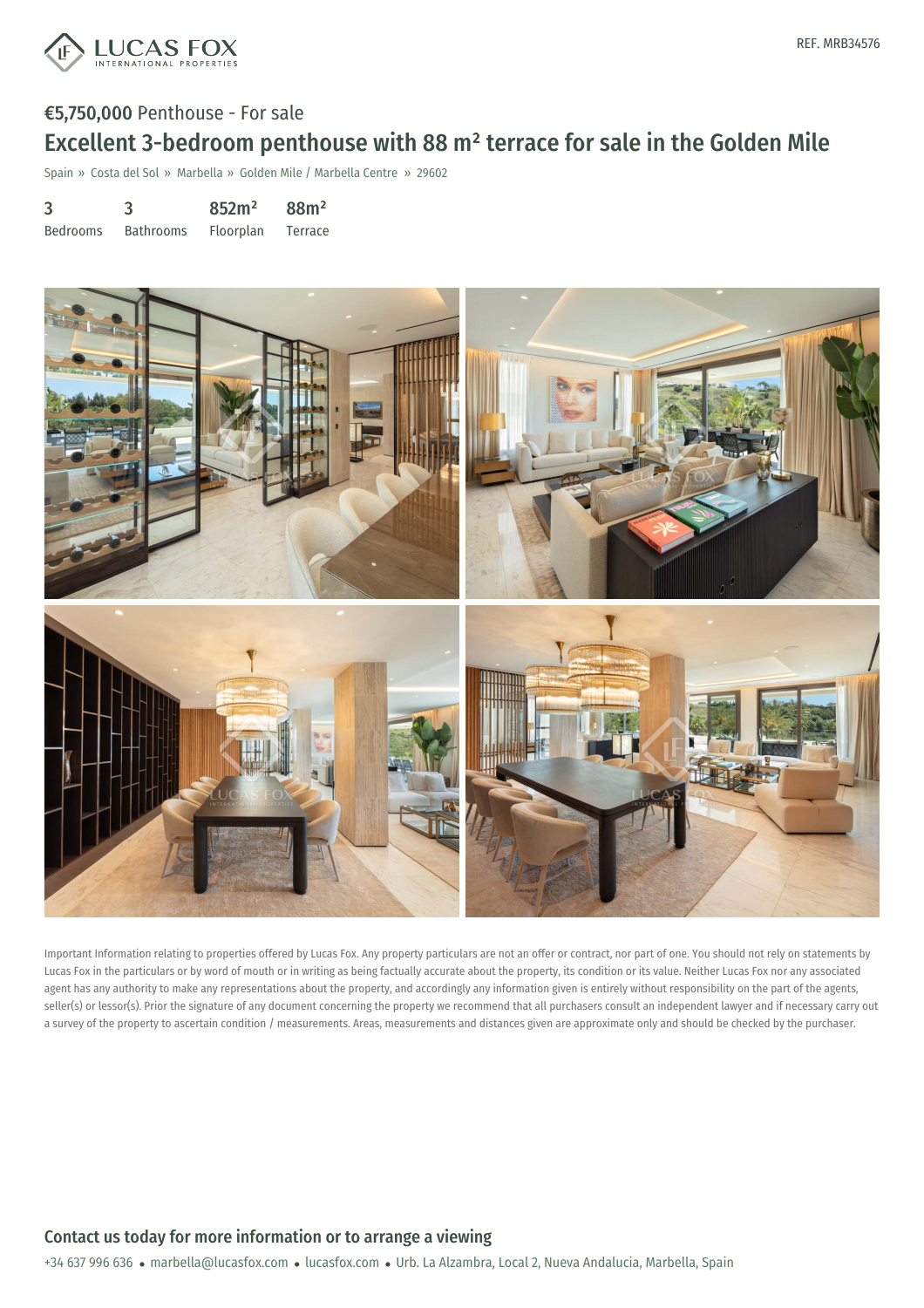REF. MRB34576

**€5,750,000** Penthouse - For sale

# Excellent 3-bedroom penthouse with 88 m² terrace for sale in the Golden Mile

Spain » Costa del Sol » Marbella » Golden Mile / Marbella Centre » 29602

| 3 | 3 | 852m² | 88m² |
|---|---|---|---|
| Bedrooms | Bathrooms | Floorplan | Terrace |

Important Information relating to properties offered by Lucas Fox. Any property particulars are not an offer or contract, nor part of one. You should not rely on statements by Lucas Fox in the particulars or by word of mouth or in writing as being factually accurate about the property, its condition or its value. Neither Lucas Fox nor any associated agent has any authority to make any representations about the property, and accordingly any information given is entirely without responsibility on the part of the agents, seller(s) or lessor(s). Prior the signature of any document concerning the property we recommend that all purchasers consult an independent lawyer and if necessary carry out a survey of the property to ascertain condition / measurements. Areas, measurements and distances given are approximate only and should be checked by the purchaser.

## Contact us today for more information or to arrange a viewing

+34 637 996 636 • marbella@lucasfox.com • lucasfox.com • Urb. La Alzambra, Local 2, Nueva Andalucia, Marbella, Spain